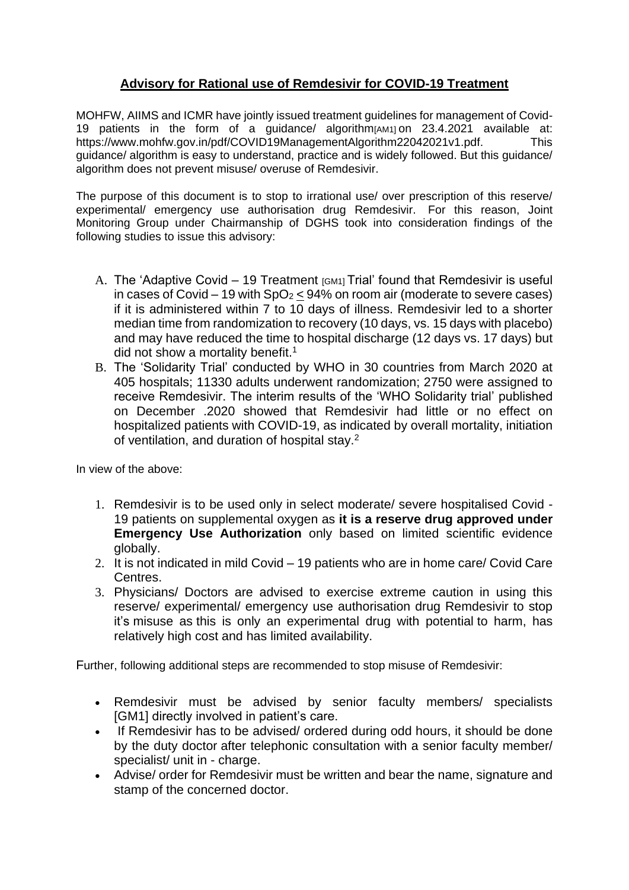# Advisory for Rational use of Remdesivir for COVID-19 Treatment

MOHFW, AIIMS and ICMR have jointly issued treatment guidelines for management of Covid-19 patients in the form of a guidance/ algorithm[AM1] on 23.4.2021 available at: https://www.mohfw.gov.in/pdf/COVID19ManagementAlgorithm22042021v1.pdf. This guidance/ algorithm is easy to understand, practice and is widely followed. But this guidance/ algorithm does not prevent misuse/ overuse of Remdesivir.

The purpose of this document is to stop to irrational use/ over prescription of this reserve/ experimental/ emergency use authorisation drug Remdesivir. For this reason, Joint Monitoring Group under Chairmanship of DGHS took into consideration findings of the following studies to issue this advisory:

A. The 'Adaptive Covid – 19 Treatment [GM1] Trial' found that Remdesivir is useful in cases of Covid – 19 with $SpO_2 \leq$ 94% on room air (moderate to severe cases) if it is administered within 7 to 10 days of illness. Remdesivir led to a shorter median time from randomization to recovery (10 days, vs. 15 days with placebo) and may have reduced the time to hospital discharge (12 days vs. 17 days) but did not show a mortality benefit.[1]

B. The 'Solidarity Trial' conducted by WHO in 30 countries from March 2020 at 405 hospitals; 11330 adults underwent randomization; 2750 were assigned to receive Remdesivir. The interim results of the 'WHO Solidarity trial' published on December .2020 showed that Remdesivir had little or no effect on hospitalized patients with COVID-19, as indicated by overall mortality, initiation of ventilation, and duration of hospital stay.[2]

In view of the above:

1. Remdesivir is to be used only in select moderate/ severe hospitalised Covid - 19 patients on supplemental oxygen as **it is a reserve drug approved under Emergency Use Authorization** only based on limited scientific evidence globally.
2. It is not indicated in mild Covid – 19 patients who are in home care/ Covid Care Centres.
3. Physicians/ Doctors are advised to exercise extreme caution in using this reserve/ experimental/ emergency use authorisation drug Remdesivir to stop it's misuse as this is only an experimental drug with potential to harm, has relatively high cost and has limited availability.

Further, following additional steps are recommended to stop misuse of Remdesivir:

- Remdesivir must be advised by senior faculty members/ specialists [GM1] directly involved in patient's care.
- If Remdesivir has to be advised/ ordered during odd hours, it should be done by the duty doctor after telephonic consultation with a senior faculty member/ specialist/ unit in - charge.
- Advise/ order for Remdesivir must be written and bear the name, signature and stamp of the concerned doctor.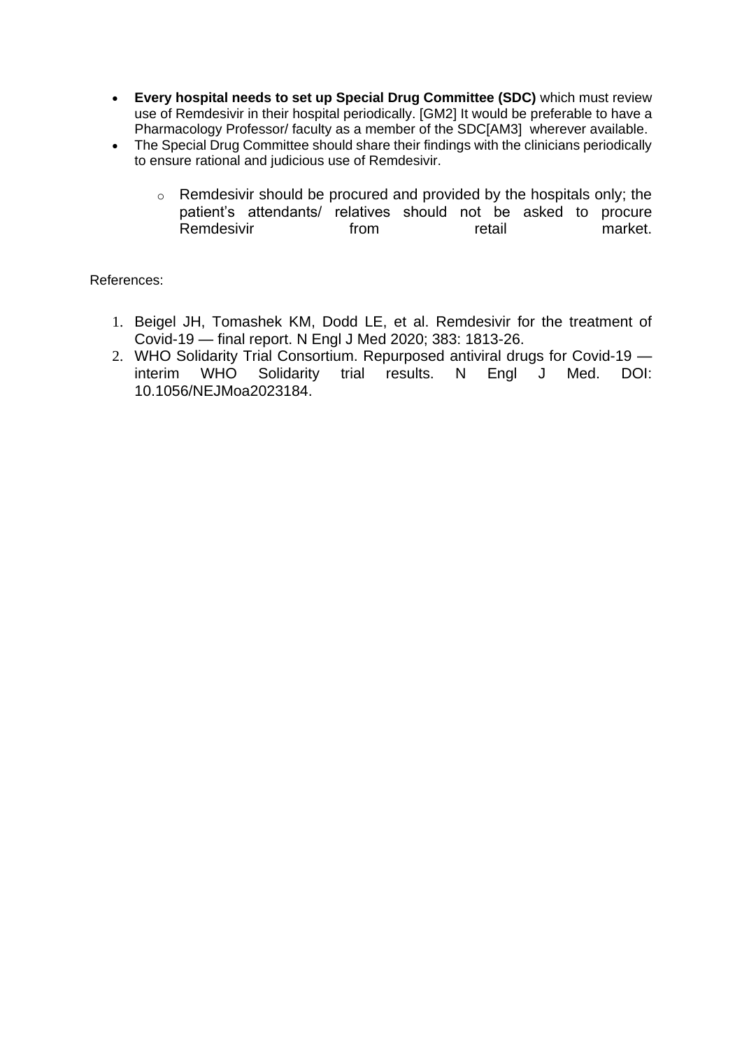- **Every hospital needs to set up Special Drug Committee (SDC)** which must review use of Remdesivir in their hospital periodically. [GM2] It would be preferable to have a Pharmacology Professor/ faculty as a member of the SDC[AM3] wherever available.
- The Special Drug Committee should share their findings with the clinicians periodically to ensure rational and judicious use of Remdesivir.
    - Remdesivir should be procured and provided by the hospitals only; the patient's attendants/ relatives should not be asked to procure Remdesivir from retail market.

References:

1. Beigel JH, Tomashek KM, Dodd LE, et al. Remdesivir for the treatment of Covid-19 — final report. N Engl J Med 2020; 383: 1813-26.
2. WHO Solidarity Trial Consortium. Repurposed antiviral drugs for Covid-19 — interim WHO Solidarity trial results. N Engl J Med. DOI: 10.1056/NEJMoa2023184.